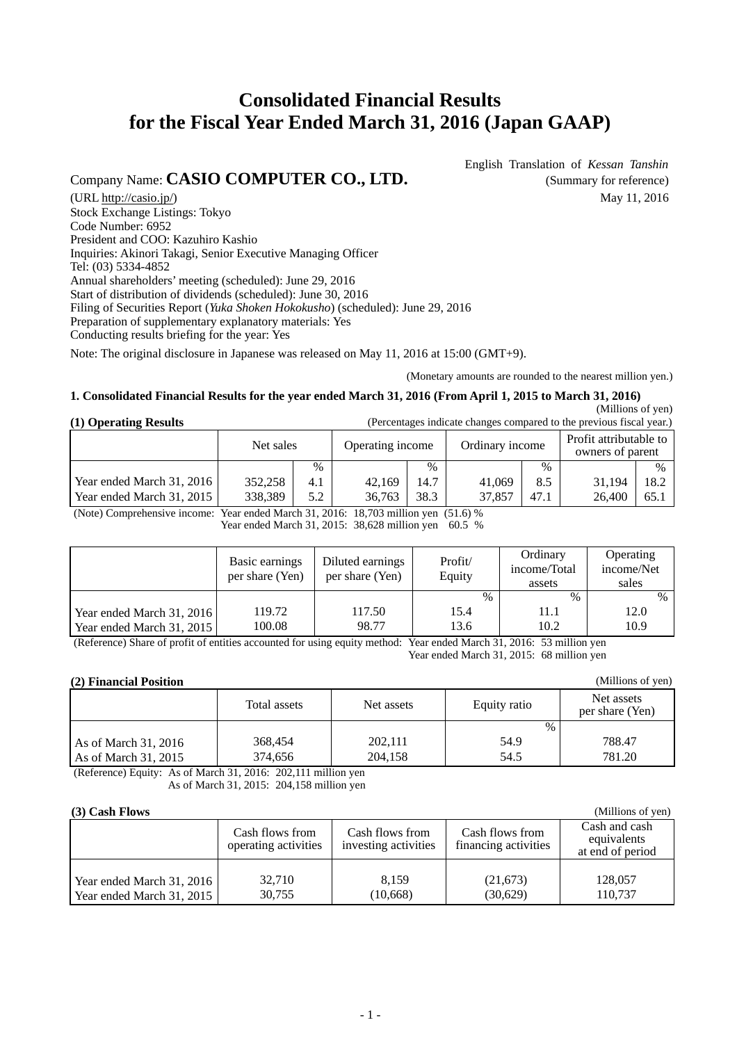# Consolidated Financial Results for the Fiscal Year Ended March 31, 2016 (Japan GAAP)

English Translation of *Kessan Tanshin*
(Summary for reference)
May 11, 2016

Company Name: **CASIO COMPUTER CO., LTD.**
(URL http://casio.jp/)
Stock Exchange Listings: Tokyo
Code Number: 6952
President and COO: Kazuhiro Kashio
Inquiries: Akinori Takagi, Senior Executive Managing Officer
Tel: (03) 5334-4852
Annual shareholders' meeting (scheduled): June 29, 2016
Start of distribution of dividends (scheduled): June 30, 2016
Filing of Securities Report (*Yuka Shoken Hokokusho*) (scheduled): June 29, 2016
Preparation of supplementary explanatory materials: Yes
Conducting results briefing for the year: Yes

Note: The original disclosure in Japanese was released on May 11, 2016 at 15:00 (GMT+9).

(Monetary amounts are rounded to the nearest million yen.)

### 1. Consolidated Financial Results for the year ended March 31, 2016 (From April 1, 2015 to March 31, 2016)

(Millions of yen)

**(1) Operating Results** (Percentages indicate changes compared to the previous fiscal year.)

| | Net sales | | Operating income | | Ordinary income | | Profit attributable to owners of parent | |
|---|---|---|---|---|---|---|---|---|
| | | % | | % | | % | | % |
| Year ended March 31, 2016 | 352,258 | 4.1 | 42,169 | 14.7 | 41,069 | 8.5 | 31,194 | 18.2 |
| Year ended March 31, 2015 | 338,389 | 5.2 | 36,763 | 38.3 | 37,857 | 47.1 | 26,400 | 65.1 |

(Note) Comprehensive income: Year ended March 31, 2016: 18,703 million yen (51.6) %
Year ended March 31, 2015: 38,628 million yen 60.5 %

| | Basic earnings per share (Yen) | Diluted earnings per share (Yen) | Profit/ Equity | Ordinary income/Total assets | Operating income/Net sales |
|---|---|---|---|---|---|
| | | | % | % | % |
| Year ended March 31, 2016 | 119.72 | 117.50 | 15.4 | 11.1 | 12.0 |
| Year ended March 31, 2015 | 100.08 | 98.77 | 13.6 | 10.2 | 10.9 |

(Reference) Share of profit of entities accounted for using equity method: Year ended March 31, 2016: 53 million yen
Year ended March 31, 2015: 68 million yen

**(2) Financial Position** (Millions of yen)

| | Total assets | Net assets | Equity ratio | Net assets per share (Yen) |
|---|---|---|---|---|
| | | | % | |
| As of March 31, 2016 | 368,454 | 202,111 | 54.9 | 788.47 |
| As of March 31, 2015 | 374,656 | 204,158 | 54.5 | 781.20 |

(Reference) Equity: As of March 31, 2016: 202,111 million yen
As of March 31, 2015: 204,158 million yen

**(3) Cash Flows** (Millions of yen)

| | Cash flows from operating activities | Cash flows from investing activities | Cash flows from financing activities | Cash and cash equivalents at end of period |
|---|---|---|---|---|
| Year ended March 31, 2016 | 32,710 | 8,159 | (21,673) | 128,057 |
| Year ended March 31, 2015 | 30,755 | (10,668) | (30,629) | 110,737 |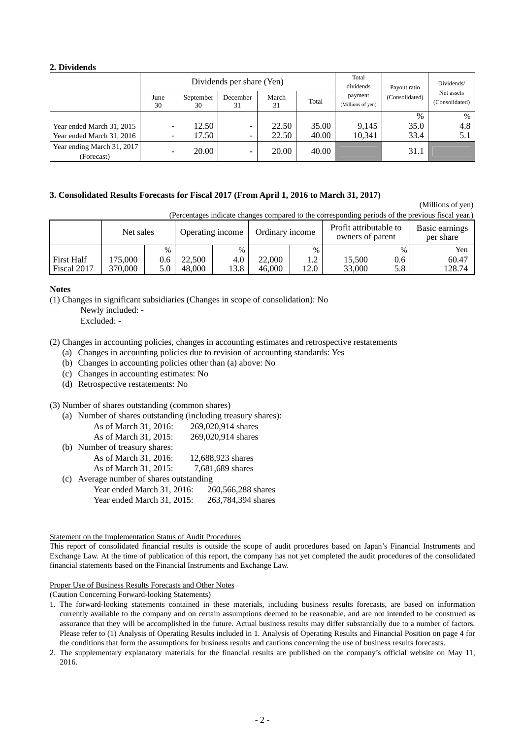**2. Dividends**

| | Dividends per share (Yen) | | | | | Total dividends payment (Millions of yen) | Payout ratio (Consolidated) | Dividends/ Net assets (Consolidated) |
|---|---|---|---|---|---|---|---|---|
| | June 30 | September 30 | December 31 | March 31 | Total | | | |
| | | | | | | | % | % |
| Year ended March 31, 2015 | - | 12.50 | - | 22.50 | 35.00 | 9,145 | 35.0 | 4.8 |
| Year ended March 31, 2016 | - | 17.50 | - | 22.50 | 40.00 | 10,341 | 33.4 | 5.1 |
| Year ending March 31, 2017 (Forecast) | - | 20.00 | - | 20.00 | 40.00 | | 31.1 | |

**3. Consolidated Results Forecasts for Fiscal 2017 (From April 1, 2016 to March 31, 2017)**

(Millions of yen)

(Percentages indicate changes compared to the corresponding periods of the previous fiscal year.)

| | Net sales | | Operating income | | Ordinary income | | Profit attributable to owners of parent | | Basic earnings per share |
|---|---|---|---|---|---|---|---|---|---|
| | | % | | % | | % | | % | Yen |
| First Half | 175,000 | 0.6 | 22,500 | 4.0 | 22,000 | 1.2 | 15,500 | 0.6 | 60.47 |
| Fiscal 2017 | 370,000 | 5.0 | 48,000 | 13.8 | 46,000 | 12.0 | 33,000 | 5.8 | 128.74 |

**Notes**

(1) Changes in significant subsidiaries (Changes in scope of consolidation): No
  Newly included: -
  Excluded: -

(2) Changes in accounting policies, changes in accounting estimates and retrospective restatements
  (a) Changes in accounting policies due to revision of accounting standards: Yes
  (b) Changes in accounting policies other than (a) above: No
  (c) Changes in accounting estimates: No
  (d) Retrospective restatements: No

(3) Number of shares outstanding (common shares)
  (a) Number of shares outstanding (including treasury shares):
    As of March 31, 2016: 269,020,914 shares
    As of March 31, 2015: 269,020,914 shares
  (b) Number of treasury shares:
    As of March 31, 2016: 12,688,923 shares
    As of March 31, 2015: 7,681,689 shares
  (c) Average number of shares outstanding
    Year ended March 31, 2016: 260,566,288 shares
    Year ended March 31, 2015: 263,784,394 shares

Statement on the Implementation Status of Audit Procedures

This report of consolidated financial results is outside the scope of audit procedures based on Japan's Financial Instruments and Exchange Law. At the time of publication of this report, the company has not yet completed the audit procedures of the consolidated financial statements based on the Financial Instruments and Exchange Law.

Proper Use of Business Results Forecasts and Other Notes

(Caution Concerning Forward-looking Statements)

1. The forward-looking statements contained in these materials, including business results forecasts, are based on information currently available to the company and on certain assumptions deemed to be reasonable, and are not intended to be construed as assurance that they will be accomplished in the future. Actual business results may differ substantially due to a number of factors. Please refer to (1) Analysis of Operating Results included in 1. Analysis of Operating Results and Financial Position on page 4 for the conditions that form the assumptions for business results and cautions concerning the use of business results forecasts.
2. The supplementary explanatory materials for the financial results are published on the company's official website on May 11, 2016.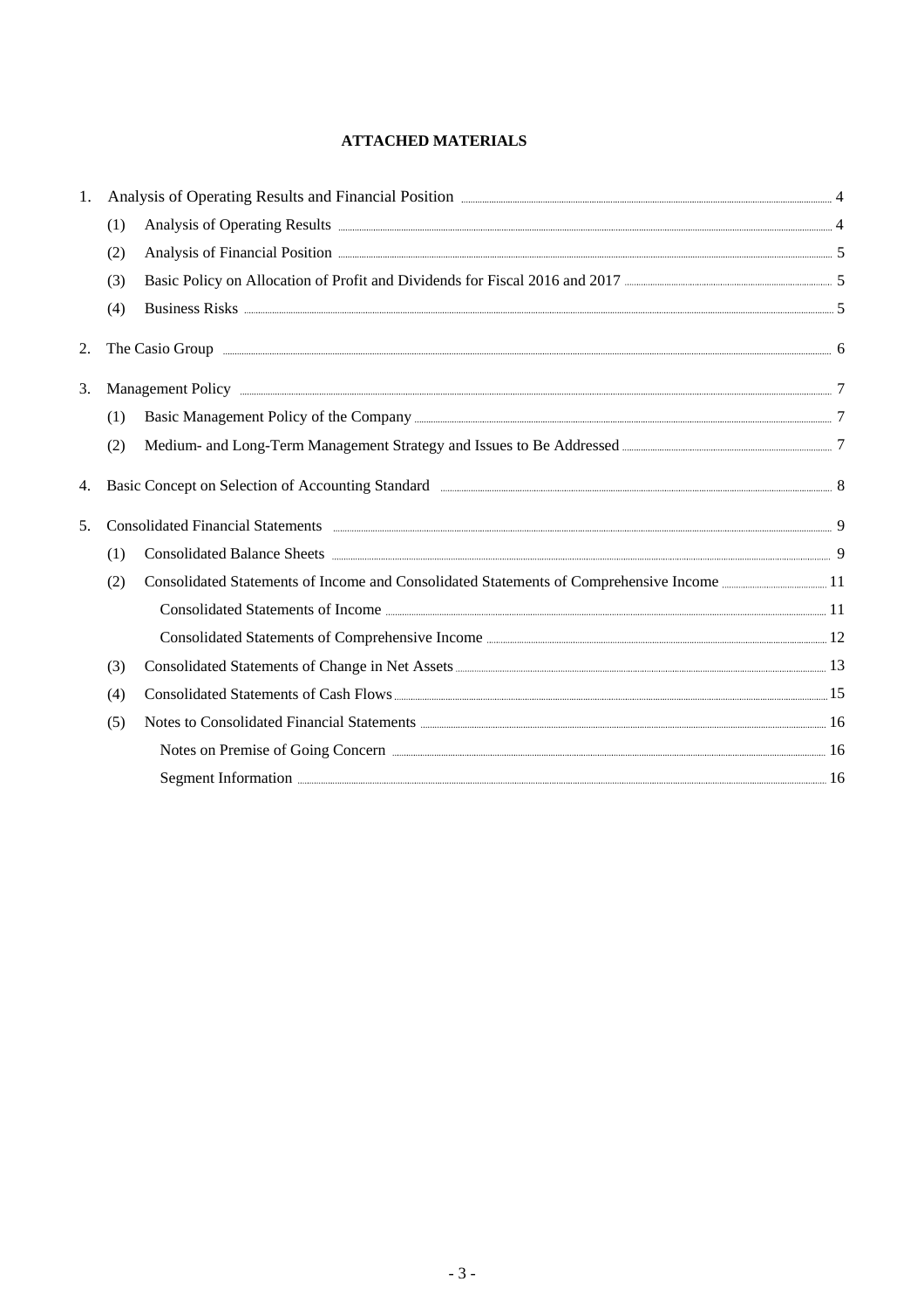## ATTACHED MATERIALS

1. Analysis of Operating Results and Financial Position ........ 4
   - (1) Analysis of Operating Results ........ 4
   - (2) Analysis of Financial Position ........ 5
   - (3) Basic Policy on Allocation of Profit and Dividends for Fiscal 2016 and 2017 ........ 5
   - (4) Business Risks ........ 5
2. The Casio Group ........ 6
3. Management Policy ........ 7
   - (1) Basic Management Policy of the Company ........ 7
   - (2) Medium- and Long-Term Management Strategy and Issues to Be Addressed ........ 7
4. Basic Concept on Selection of Accounting Standard ........ 8
5. Consolidated Financial Statements ........ 9
   - (1) Consolidated Balance Sheets ........ 9
   - (2) Consolidated Statements of Income and Consolidated Statements of Comprehensive Income ........ 11
     - Consolidated Statements of Income ........ 11
     - Consolidated Statements of Comprehensive Income ........ 12
   - (3) Consolidated Statements of Change in Net Assets ........ 13
   - (4) Consolidated Statements of Cash Flows ........ 15
   - (5) Notes to Consolidated Financial Statements ........ 16
     - Notes on Premise of Going Concern ........ 16
     - Segment Information ........ 16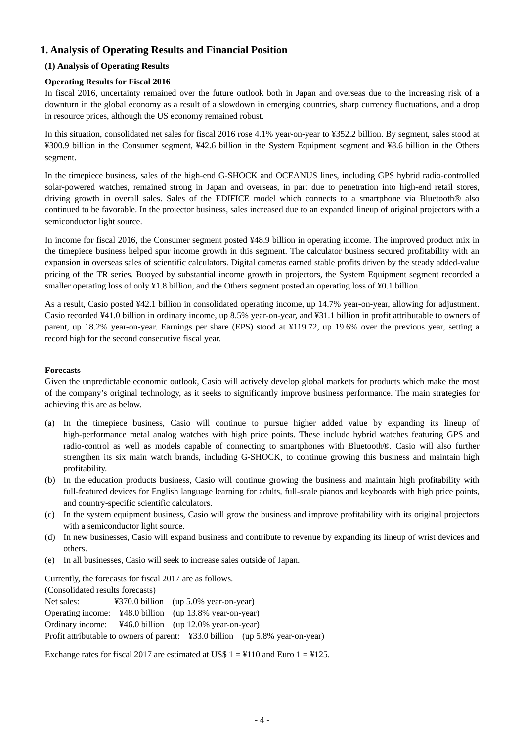## 1. Analysis of Operating Results and Financial Position

### (1) Analysis of Operating Results

**Operating Results for Fiscal 2016**

In fiscal 2016, uncertainty remained over the future outlook both in Japan and overseas due to the increasing risk of a downturn in the global economy as a result of a slowdown in emerging countries, sharp currency fluctuations, and a drop in resource prices, although the US economy remained robust.

In this situation, consolidated net sales for fiscal 2016 rose 4.1% year-on-year to ¥352.2 billion. By segment, sales stood at ¥300.9 billion in the Consumer segment, ¥42.6 billion in the System Equipment segment and ¥8.6 billion in the Others segment.

In the timepiece business, sales of the high-end G-SHOCK and OCEANUS lines, including GPS hybrid radio-controlled solar-powered watches, remained strong in Japan and overseas, in part due to penetration into high-end retail stores, driving growth in overall sales. Sales of the EDIFICE model which connects to a smartphone via Bluetooth® also continued to be favorable. In the projector business, sales increased due to an expanded lineup of original projectors with a semiconductor light source.

In income for fiscal 2016, the Consumer segment posted ¥48.9 billion in operating income. The improved product mix in the timepiece business helped spur income growth in this segment. The calculator business secured profitability with an expansion in overseas sales of scientific calculators. Digital cameras earned stable profits driven by the steady added-value pricing of the TR series. Buoyed by substantial income growth in projectors, the System Equipment segment recorded a smaller operating loss of only ¥1.8 billion, and the Others segment posted an operating loss of ¥0.1 billion.

As a result, Casio posted ¥42.1 billion in consolidated operating income, up 14.7% year-on-year, allowing for adjustment. Casio recorded ¥41.0 billion in ordinary income, up 8.5% year-on-year, and ¥31.1 billion in profit attributable to owners of parent, up 18.2% year-on-year. Earnings per share (EPS) stood at ¥119.72, up 19.6% over the previous year, setting a record high for the second consecutive fiscal year.

**Forecasts**

Given the unpredictable economic outlook, Casio will actively develop global markets for products which make the most of the company's original technology, as it seeks to significantly improve business performance. The main strategies for achieving this are as below.

(a) In the timepiece business, Casio will continue to pursue higher added value by expanding its lineup of high-performance metal analog watches with high price points. These include hybrid watches featuring GPS and radio-control as well as models capable of connecting to smartphones with Bluetooth®. Casio will also further strengthen its six main watch brands, including G-SHOCK, to continue growing this business and maintain high profitability.

(b) In the education products business, Casio will continue growing the business and maintain high profitability with full-featured devices for English language learning for adults, full-scale pianos and keyboards with high price points, and country-specific scientific calculators.

(c) In the system equipment business, Casio will grow the business and improve profitability with its original projectors with a semiconductor light source.

(d) In new businesses, Casio will expand business and contribute to revenue by expanding its lineup of wrist devices and others.

(e) In all businesses, Casio will seek to increase sales outside of Japan.

Currently, the forecasts for fiscal 2017 are as follows.

(Consolidated results forecasts)

Net sales: ¥370.0 billion (up 5.0% year-on-year)
Operating income: ¥48.0 billion (up 13.8% year-on-year)
Ordinary income: ¥46.0 billion (up 12.0% year-on-year)
Profit attributable to owners of parent: ¥33.0 billion (up 5.8% year-on-year)

Exchange rates for fiscal 2017 are estimated at US$ 1 = ¥110 and Euro 1 = ¥125.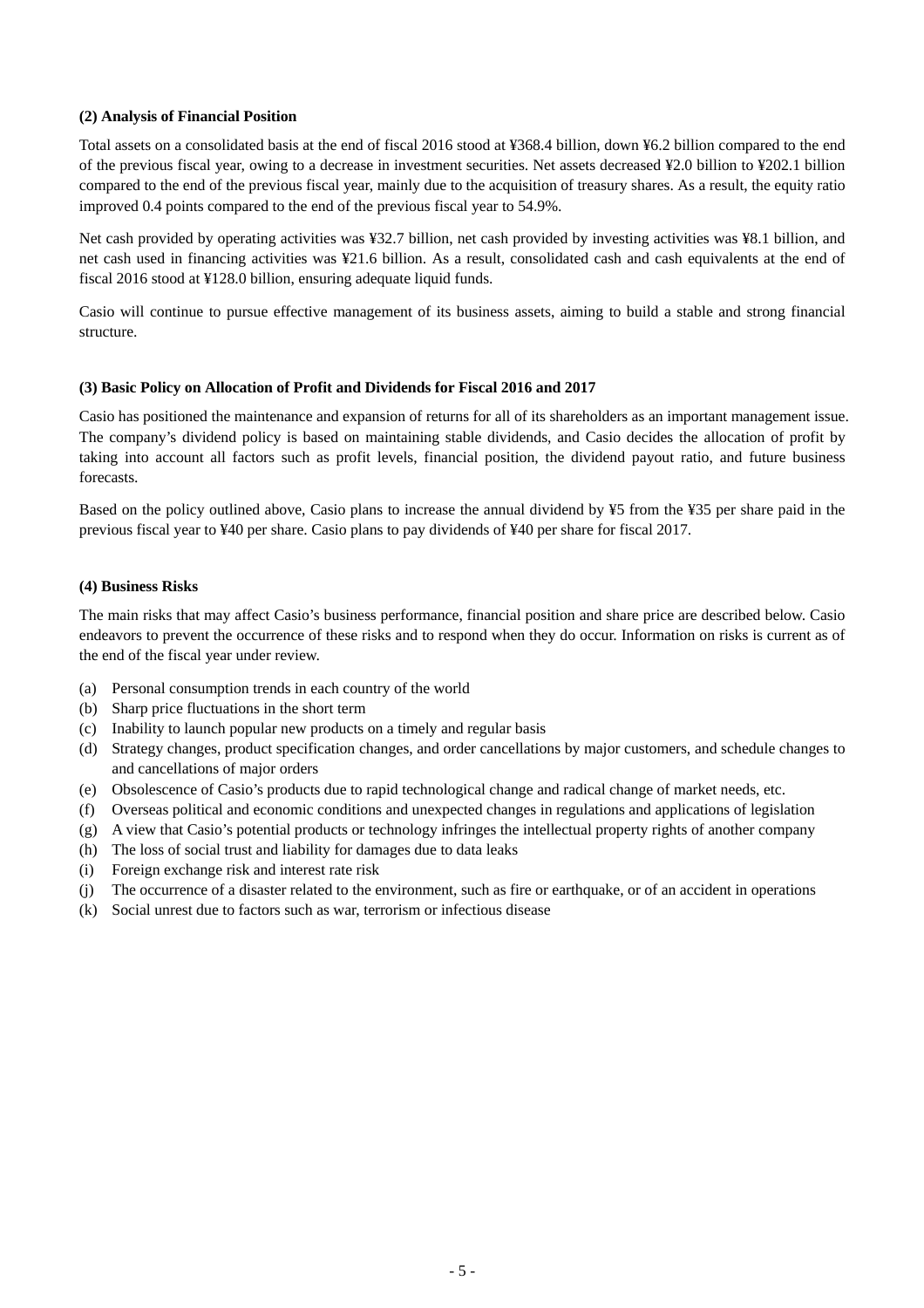### (2) Analysis of Financial Position

Total assets on a consolidated basis at the end of fiscal 2016 stood at ¥368.4 billion, down ¥6.2 billion compared to the end of the previous fiscal year, owing to a decrease in investment securities. Net assets decreased ¥2.0 billion to ¥202.1 billion compared to the end of the previous fiscal year, mainly due to the acquisition of treasury shares. As a result, the equity ratio improved 0.4 points compared to the end of the previous fiscal year to 54.9%.

Net cash provided by operating activities was ¥32.7 billion, net cash provided by investing activities was ¥8.1 billion, and net cash used in financing activities was ¥21.6 billion. As a result, consolidated cash and cash equivalents at the end of fiscal 2016 stood at ¥128.0 billion, ensuring adequate liquid funds.

Casio will continue to pursue effective management of its business assets, aiming to build a stable and strong financial structure.

### (3) Basic Policy on Allocation of Profit and Dividends for Fiscal 2016 and 2017

Casio has positioned the maintenance and expansion of returns for all of its shareholders as an important management issue. The company's dividend policy is based on maintaining stable dividends, and Casio decides the allocation of profit by taking into account all factors such as profit levels, financial position, the dividend payout ratio, and future business forecasts.

Based on the policy outlined above, Casio plans to increase the annual dividend by ¥5 from the ¥35 per share paid in the previous fiscal year to ¥40 per share. Casio plans to pay dividends of ¥40 per share for fiscal 2017.

### (4) Business Risks

The main risks that may affect Casio's business performance, financial position and share price are described below. Casio endeavors to prevent the occurrence of these risks and to respond when they do occur. Information on risks is current as of the end of the fiscal year under review.

(a) Personal consumption trends in each country of the world
(b) Sharp price fluctuations in the short term
(c) Inability to launch popular new products on a timely and regular basis
(d) Strategy changes, product specification changes, and order cancellations by major customers, and schedule changes to and cancellations of major orders
(e) Obsolescence of Casio's products due to rapid technological change and radical change of market needs, etc.
(f) Overseas political and economic conditions and unexpected changes in regulations and applications of legislation
(g) A view that Casio's potential products or technology infringes the intellectual property rights of another company
(h) The loss of social trust and liability for damages due to data leaks
(i) Foreign exchange risk and interest rate risk
(j) The occurrence of a disaster related to the environment, such as fire or earthquake, or of an accident in operations
(k) Social unrest due to factors such as war, terrorism or infectious disease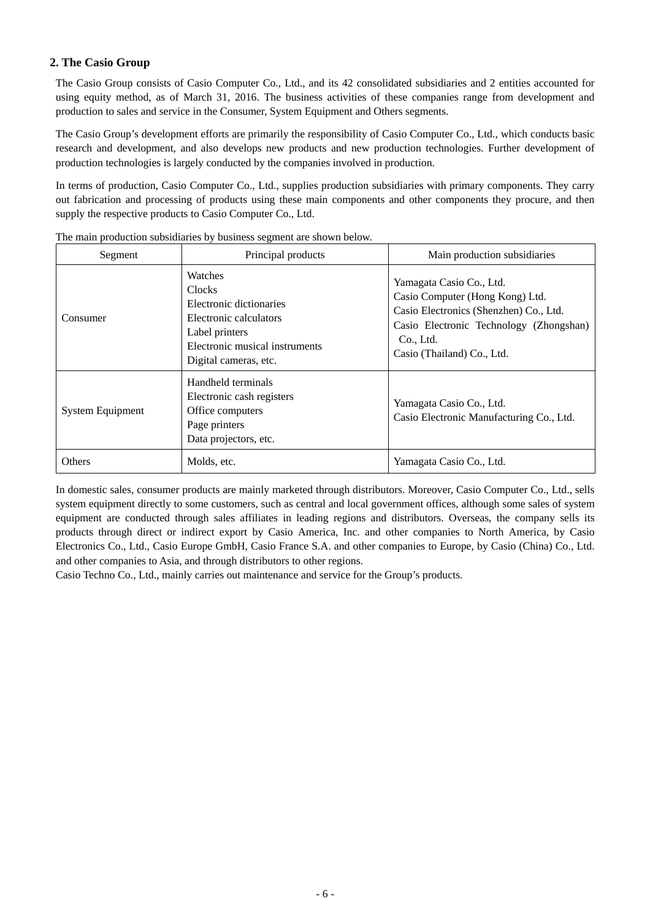## 2. The Casio Group

The Casio Group consists of Casio Computer Co., Ltd., and its 42 consolidated subsidiaries and 2 entities accounted for using equity method, as of March 31, 2016. The business activities of these companies range from development and production to sales and service in the Consumer, System Equipment and Others segments.

The Casio Group's development efforts are primarily the responsibility of Casio Computer Co., Ltd., which conducts basic research and development, and also develops new products and new production technologies. Further development of production technologies is largely conducted by the companies involved in production.

In terms of production, Casio Computer Co., Ltd., supplies production subsidiaries with primary components. They carry out fabrication and processing of products using these main components and other components they procure, and then supply the respective products to Casio Computer Co., Ltd.

The main production subsidiaries by business segment are shown below.

| Segment | Principal products | Main production subsidiaries |
|---|---|---|
| Consumer | Watches<br>Clocks<br>Electronic dictionaries<br>Electronic calculators<br>Label printers<br>Electronic musical instruments<br>Digital cameras, etc. | Yamagata Casio Co., Ltd.<br>Casio Computer (Hong Kong) Ltd.<br>Casio Electronics (Shenzhen) Co., Ltd.<br>Casio Electronic Technology (Zhongshan) Co., Ltd.<br>Casio (Thailand) Co., Ltd. |
| System Equipment | Handheld terminals<br>Electronic cash registers<br>Office computers<br>Page printers<br>Data projectors, etc. | Yamagata Casio Co., Ltd.<br>Casio Electronic Manufacturing Co., Ltd. |
| Others | Molds, etc. | Yamagata Casio Co., Ltd. |

In domestic sales, consumer products are mainly marketed through distributors. Moreover, Casio Computer Co., Ltd., sells system equipment directly to some customers, such as central and local government offices, although some sales of system equipment are conducted through sales affiliates in leading regions and distributors. Overseas, the company sells its products through direct or indirect export by Casio America, Inc. and other companies to North America, by Casio Electronics Co., Ltd., Casio Europe GmbH, Casio France S.A. and other companies to Europe, by Casio (China) Co., Ltd. and other companies to Asia, and through distributors to other regions.
Casio Techno Co., Ltd., mainly carries out maintenance and service for the Group's products.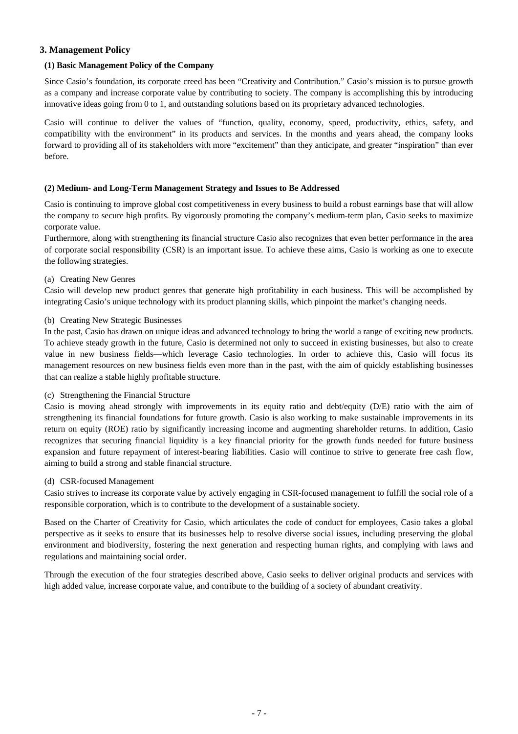## 3. Management Policy

### (1) Basic Management Policy of the Company

Since Casio's foundation, its corporate creed has been "Creativity and Contribution." Casio's mission is to pursue growth as a company and increase corporate value by contributing to society. The company is accomplishing this by introducing innovative ideas going from 0 to 1, and outstanding solutions based on its proprietary advanced technologies.

Casio will continue to deliver the values of "function, quality, economy, speed, productivity, ethics, safety, and compatibility with the environment" in its products and services. In the months and years ahead, the company looks forward to providing all of its stakeholders with more "excitement" than they anticipate, and greater "inspiration" than ever before.

### (2) Medium- and Long-Term Management Strategy and Issues to Be Addressed

Casio is continuing to improve global cost competitiveness in every business to build a robust earnings base that will allow the company to secure high profits. By vigorously promoting the company's medium-term plan, Casio seeks to maximize corporate value.

Furthermore, along with strengthening its financial structure Casio also recognizes that even better performance in the area of corporate social responsibility (CSR) is an important issue. To achieve these aims, Casio is working as one to execute the following strategies.

(a) Creating New Genres

Casio will develop new product genres that generate high profitability in each business. This will be accomplished by integrating Casio's unique technology with its product planning skills, which pinpoint the market's changing needs.

(b) Creating New Strategic Businesses

In the past, Casio has drawn on unique ideas and advanced technology to bring the world a range of exciting new products. To achieve steady growth in the future, Casio is determined not only to succeed in existing businesses, but also to create value in new business fields—which leverage Casio technologies. In order to achieve this, Casio will focus its management resources on new business fields even more than in the past, with the aim of quickly establishing businesses that can realize a stable highly profitable structure.

(c) Strengthening the Financial Structure

Casio is moving ahead strongly with improvements in its equity ratio and debt/equity (D/E) ratio with the aim of strengthening its financial foundations for future growth. Casio is also working to make sustainable improvements in its return on equity (ROE) ratio by significantly increasing income and augmenting shareholder returns. In addition, Casio recognizes that securing financial liquidity is a key financial priority for the growth funds needed for future business expansion and future repayment of interest-bearing liabilities. Casio will continue to strive to generate free cash flow, aiming to build a strong and stable financial structure.

(d) CSR-focused Management

Casio strives to increase its corporate value by actively engaging in CSR-focused management to fulfill the social role of a responsible corporation, which is to contribute to the development of a sustainable society.

Based on the Charter of Creativity for Casio, which articulates the code of conduct for employees, Casio takes a global perspective as it seeks to ensure that its businesses help to resolve diverse social issues, including preserving the global environment and biodiversity, fostering the next generation and respecting human rights, and complying with laws and regulations and maintaining social order.

Through the execution of the four strategies described above, Casio seeks to deliver original products and services with high added value, increase corporate value, and contribute to the building of a society of abundant creativity.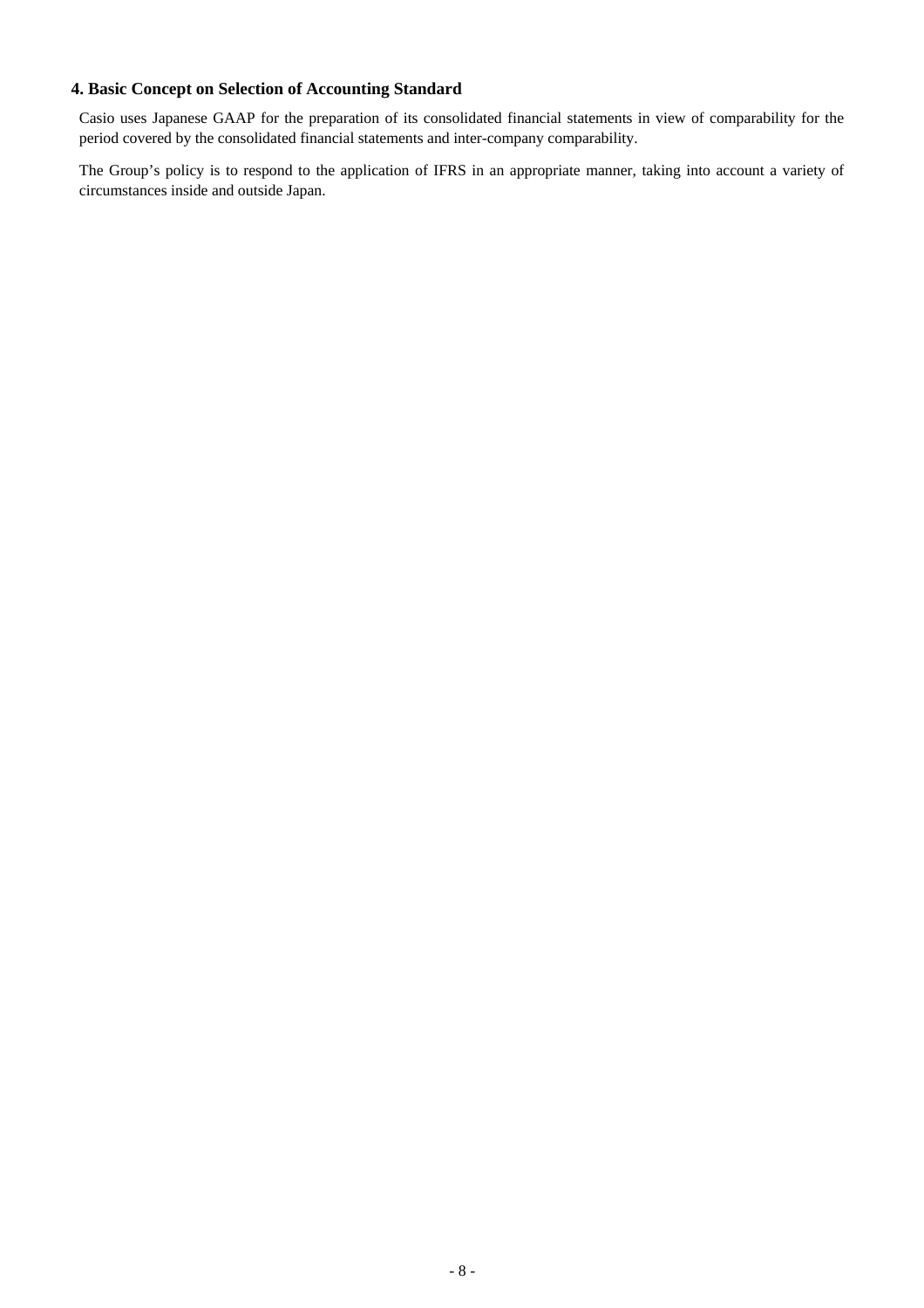## 4. Basic Concept on Selection of Accounting Standard

Casio uses Japanese GAAP for the preparation of its consolidated financial statements in view of comparability for the period covered by the consolidated financial statements and inter-company comparability.

The Group's policy is to respond to the application of IFRS in an appropriate manner, taking into account a variety of circumstances inside and outside Japan.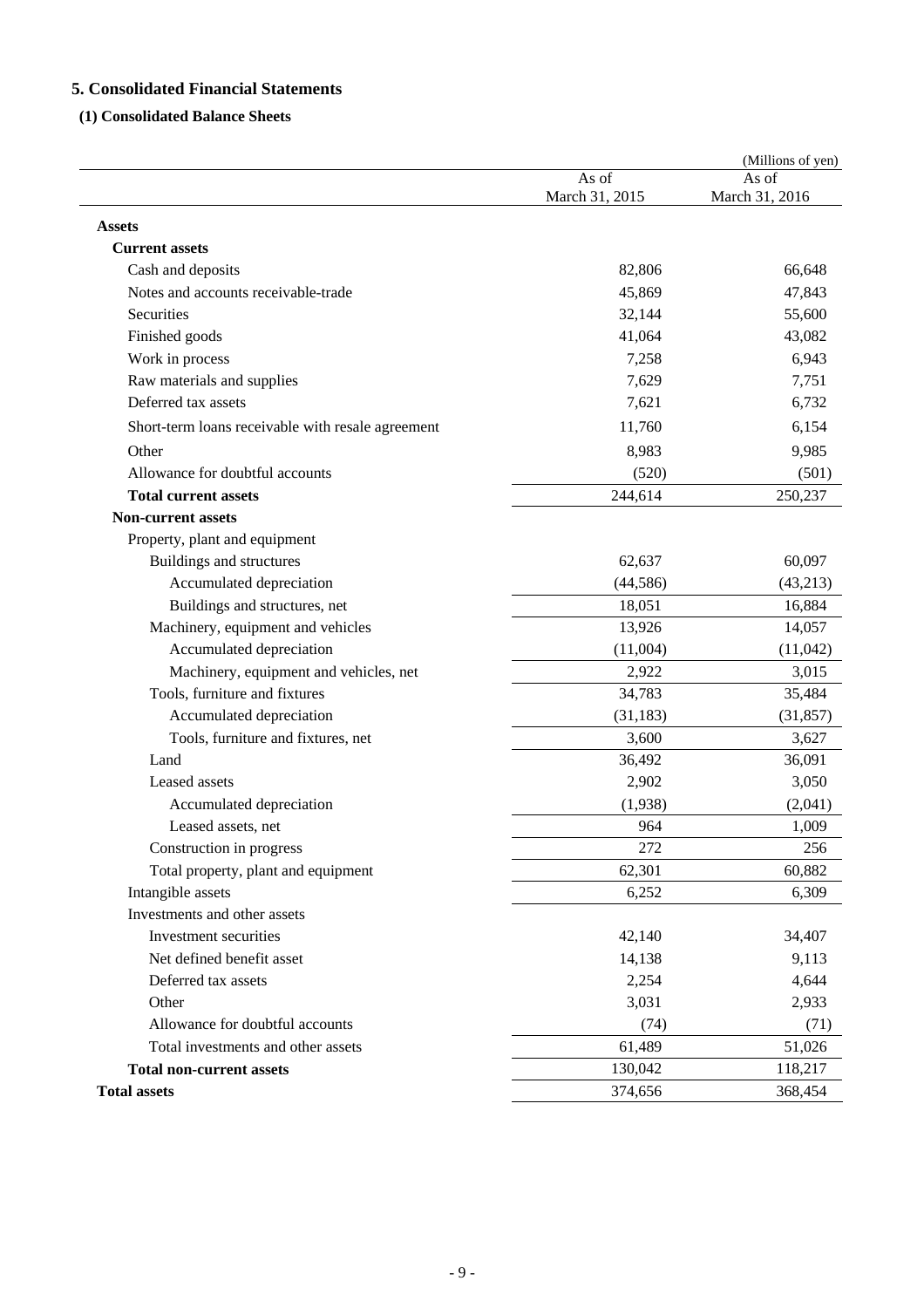## 5. Consolidated Financial Statements

### (1) Consolidated Balance Sheets

(Millions of yen)

| | As of March 31, 2015 | As of March 31, 2016 |
|---|---|---|
| **Assets** | | |
| **Current assets** | | |
| Cash and deposits | 82,806 | 66,648 |
| Notes and accounts receivable-trade | 45,869 | 47,843 |
| Securities | 32,144 | 55,600 |
| Finished goods | 41,064 | 43,082 |
| Work in process | 7,258 | 6,943 |
| Raw materials and supplies | 7,629 | 7,751 |
| Deferred tax assets | 7,621 | 6,732 |
| Short-term loans receivable with resale agreement | 11,760 | 6,154 |
| Other | 8,983 | 9,985 |
| Allowance for doubtful accounts | (520) | (501) |
| **Total current assets** | 244,614 | 250,237 |
| **Non-current assets** | | |
| Property, plant and equipment | | |
| Buildings and structures | 62,637 | 60,097 |
| Accumulated depreciation | (44,586) | (43,213) |
| Buildings and structures, net | 18,051 | 16,884 |
| Machinery, equipment and vehicles | 13,926 | 14,057 |
| Accumulated depreciation | (11,004) | (11,042) |
| Machinery, equipment and vehicles, net | 2,922 | 3,015 |
| Tools, furniture and fixtures | 34,783 | 35,484 |
| Accumulated depreciation | (31,183) | (31,857) |
| Tools, furniture and fixtures, net | 3,600 | 3,627 |
| Land | 36,492 | 36,091 |
| Leased assets | 2,902 | 3,050 |
| Accumulated depreciation | (1,938) | (2,041) |
| Leased assets, net | 964 | 1,009 |
| Construction in progress | 272 | 256 |
| Total property, plant and equipment | 62,301 | 60,882 |
| Intangible assets | 6,252 | 6,309 |
| Investments and other assets | | |
| Investment securities | 42,140 | 34,407 |
| Net defined benefit asset | 14,138 | 9,113 |
| Deferred tax assets | 2,254 | 4,644 |
| Other | 3,031 | 2,933 |
| Allowance for doubtful accounts | (74) | (71) |
| Total investments and other assets | 61,489 | 51,026 |
| **Total non-current assets** | 130,042 | 118,217 |
| **Total assets** | 374,656 | 368,454 |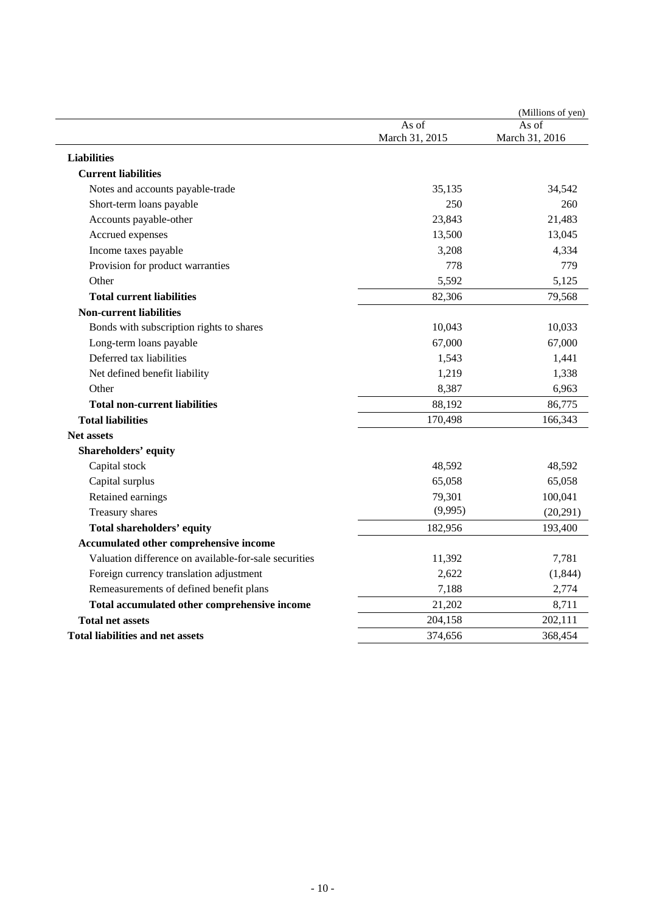(Millions of yen)

| | As of March 31, 2015 | As of March 31, 2016 |
|---|---|---|
| **Liabilities** | | |
| **Current liabilities** | | |
| Notes and accounts payable-trade | 35,135 | 34,542 |
| Short-term loans payable | 250 | 260 |
| Accounts payable-other | 23,843 | 21,483 |
| Accrued expenses | 13,500 | 13,045 |
| Income taxes payable | 3,208 | 4,334 |
| Provision for product warranties | 778 | 779 |
| Other | 5,592 | 5,125 |
| **Total current liabilities** | 82,306 | 79,568 |
| **Non-current liabilities** | | |
| Bonds with subscription rights to shares | 10,043 | 10,033 |
| Long-term loans payable | 67,000 | 67,000 |
| Deferred tax liabilities | 1,543 | 1,441 |
| Net defined benefit liability | 1,219 | 1,338 |
| Other | 8,387 | 6,963 |
| **Total non-current liabilities** | 88,192 | 86,775 |
| **Total liabilities** | 170,498 | 166,343 |
| **Net assets** | | |
| **Shareholders' equity** | | |
| Capital stock | 48,592 | 48,592 |
| Capital surplus | 65,058 | 65,058 |
| Retained earnings | 79,301 | 100,041 |
| Treasury shares | (9,995) | (20,291) |
| **Total shareholders' equity** | 182,956 | 193,400 |
| **Accumulated other comprehensive income** | | |
| Valuation difference on available-for-sale securities | 11,392 | 7,781 |
| Foreign currency translation adjustment | 2,622 | (1,844) |
| Remeasurements of defined benefit plans | 7,188 | 2,774 |
| **Total accumulated other comprehensive income** | 21,202 | 8,711 |
| **Total net assets** | 204,158 | 202,111 |
| **Total liabilities and net assets** | 374,656 | 368,454 |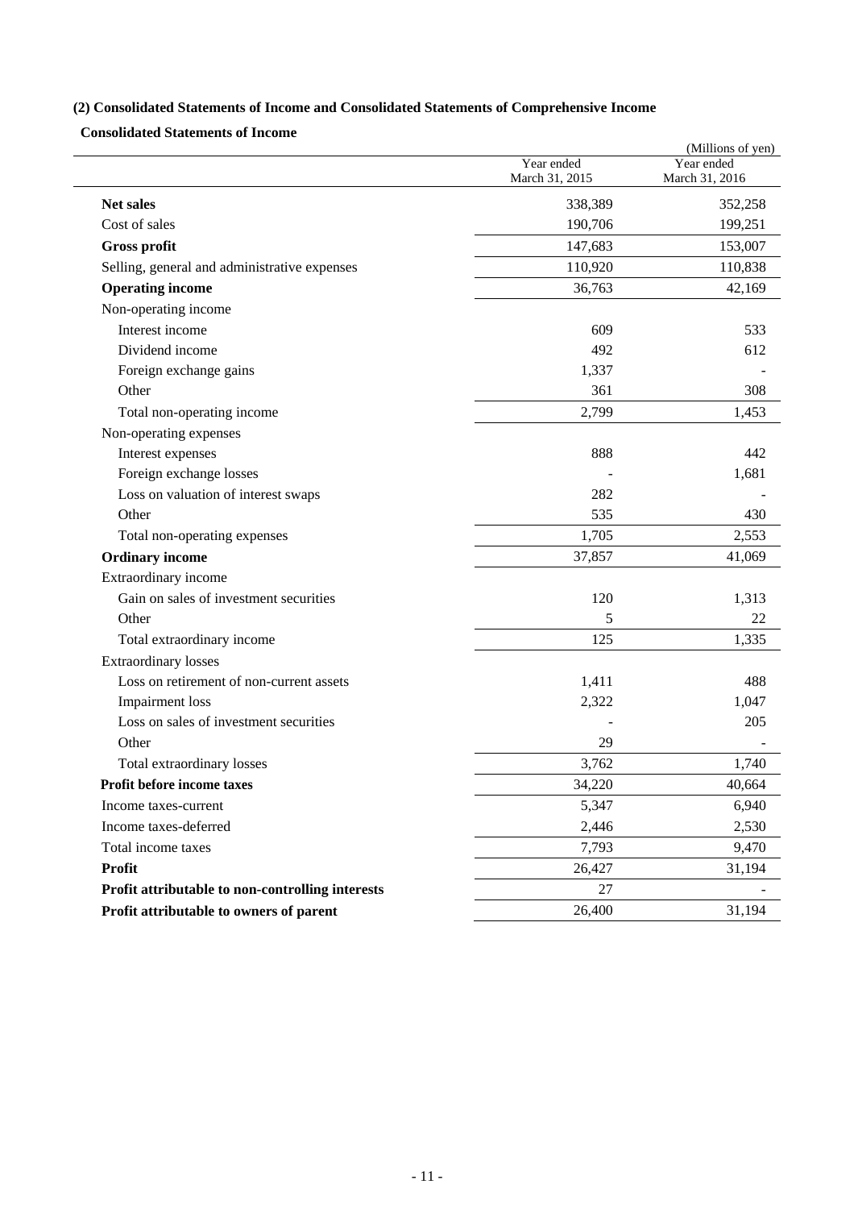### (2) Consolidated Statements of Income and Consolidated Statements of Comprehensive Income

**Consolidated Statements of Income**

(Millions of yen)

| | Year ended March 31, 2015 | Year ended March 31, 2016 |
|---|---|---|
| **Net sales** | 338,389 | 352,258 |
| Cost of sales | 190,706 | 199,251 |
| **Gross profit** | 147,683 | 153,007 |
| Selling, general and administrative expenses | 110,920 | 110,838 |
| **Operating income** | 36,763 | 42,169 |
| Non-operating income | | |
| Interest income | 609 | 533 |
| Dividend income | 492 | 612 |
| Foreign exchange gains | 1,337 | - |
| Other | 361 | 308 |
| Total non-operating income | 2,799 | 1,453 |
| Non-operating expenses | | |
| Interest expenses | 888 | 442 |
| Foreign exchange losses | - | 1,681 |
| Loss on valuation of interest swaps | 282 | - |
| Other | 535 | 430 |
| Total non-operating expenses | 1,705 | 2,553 |
| **Ordinary income** | 37,857 | 41,069 |
| Extraordinary income | | |
| Gain on sales of investment securities | 120 | 1,313 |
| Other | 5 | 22 |
| Total extraordinary income | 125 | 1,335 |
| Extraordinary losses | | |
| Loss on retirement of non-current assets | 1,411 | 488 |
| Impairment loss | 2,322 | 1,047 |
| Loss on sales of investment securities | - | 205 |
| Other | 29 | - |
| Total extraordinary losses | 3,762 | 1,740 |
| **Profit before income taxes** | 34,220 | 40,664 |
| Income taxes-current | 5,347 | 6,940 |
| Income taxes-deferred | 2,446 | 2,530 |
| Total income taxes | 7,793 | 9,470 |
| **Profit** | 26,427 | 31,194 |
| **Profit attributable to non-controlling interests** | 27 | - |
| **Profit attributable to owners of parent** | 26,400 | 31,194 |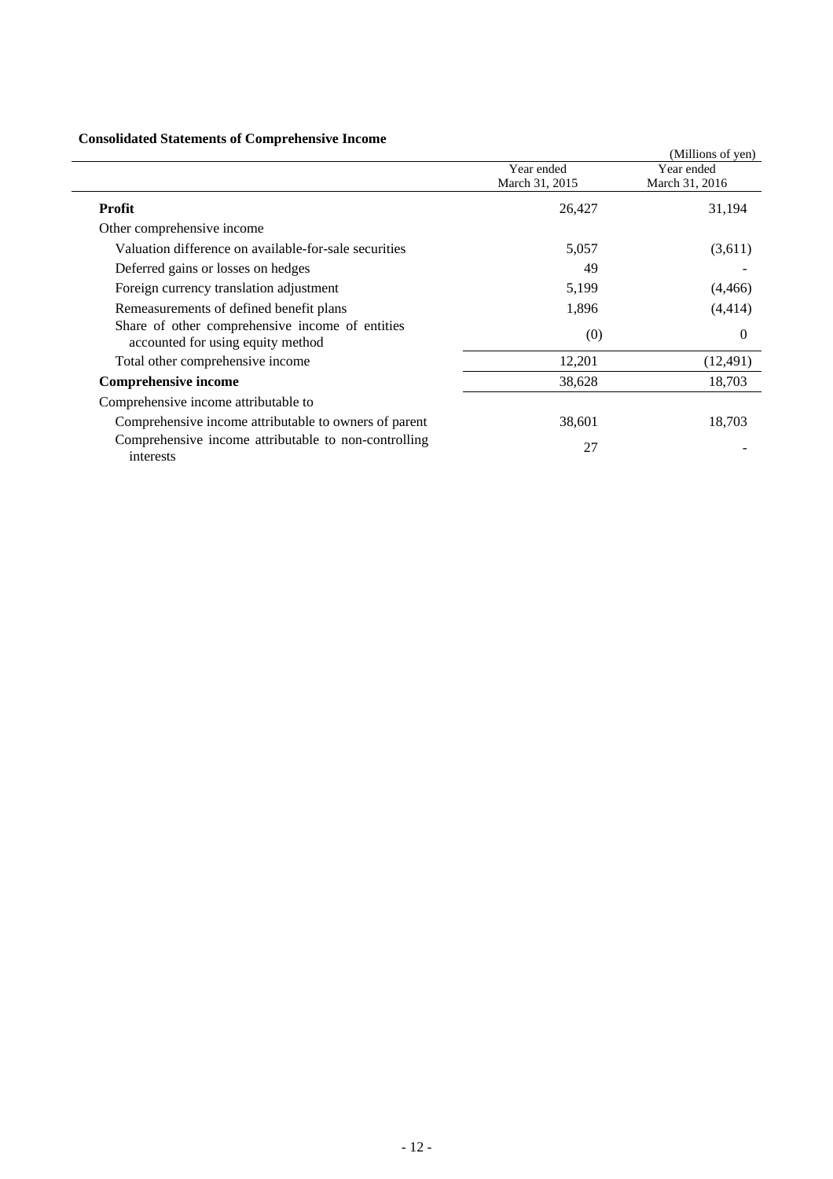**Consolidated Statements of Comprehensive Income**

(Millions of yen)

| | Year ended March 31, 2015 | Year ended March 31, 2016 |
|---|---|---|
| **Profit** | 26,427 | 31,194 |
| Other comprehensive income | | |
| Valuation difference on available-for-sale securities | 5,057 | (3,611) |
| Deferred gains or losses on hedges | 49 | - |
| Foreign currency translation adjustment | 5,199 | (4,466) |
| Remeasurements of defined benefit plans | 1,896 | (4,414) |
| Share of other comprehensive income of entities accounted for using equity method | (0) | 0 |
| Total other comprehensive income | 12,201 | (12,491) |
| **Comprehensive income** | 38,628 | 18,703 |
| Comprehensive income attributable to | | |
| Comprehensive income attributable to owners of parent | 38,601 | 18,703 |
| Comprehensive income attributable to non-controlling interests | 27 | - |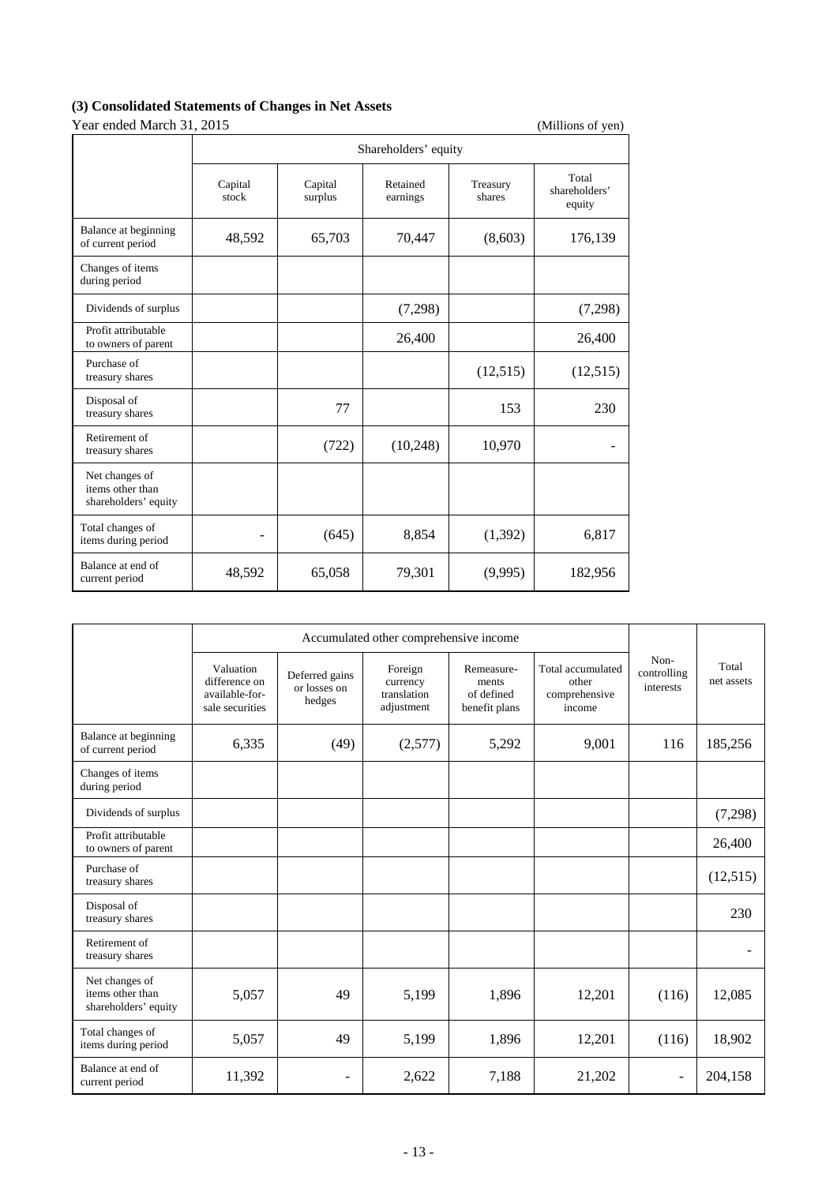### (3) Consolidated Statements of Changes in Net Assets

Year ended March 31, 2015 (Millions of yen)

| | Shareholders' equity | | | | |
|---|---|---|---|---|---|
| | Capital stock | Capital surplus | Retained earnings | Treasury shares | Total shareholders' equity |
| Balance at beginning of current period | 48,592 | 65,703 | 70,447 | (8,603) | 176,139 |
| Changes of items during period | | | | | |
| Dividends of surplus | | | (7,298) | | (7,298) |
| Profit attributable to owners of parent | | | 26,400 | | 26,400 |
| Purchase of treasury shares | | | | (12,515) | (12,515) |
| Disposal of treasury shares | | 77 | | 153 | 230 |
| Retirement of treasury shares | | (722) | (10,248) | 10,970 | - |
| Net changes of items other than shareholders' equity | | | | | |
| Total changes of items during period | - | (645) | 8,854 | (1,392) | 6,817 |
| Balance at end of current period | 48,592 | 65,058 | 79,301 | (9,995) | 182,956 |

| | Accumulated other comprehensive income | | | | | Non-controlling interests | Total net assets |
|---|---|---|---|---|---|---|---|
| | Valuation difference on available-for-sale securities | Deferred gains or losses on hedges | Foreign currency translation adjustment | Remeasure-ments of defined benefit plans | Total accumulated other comprehensive income | | |
| Balance at beginning of current period | 6,335 | (49) | (2,577) | 5,292 | 9,001 | 116 | 185,256 |
| Changes of items during period | | | | | | | |
| Dividends of surplus | | | | | | | (7,298) |
| Profit attributable to owners of parent | | | | | | | 26,400 |
| Purchase of treasury shares | | | | | | | (12,515) |
| Disposal of treasury shares | | | | | | | 230 |
| Retirement of treasury shares | | | | | | | - |
| Net changes of items other than shareholders' equity | 5,057 | 49 | 5,199 | 1,896 | 12,201 | (116) | 12,085 |
| Total changes of items during period | 5,057 | 49 | 5,199 | 1,896 | 12,201 | (116) | 18,902 |
| Balance at end of current period | 11,392 | - | 2,622 | 7,188 | 21,202 | - | 204,158 |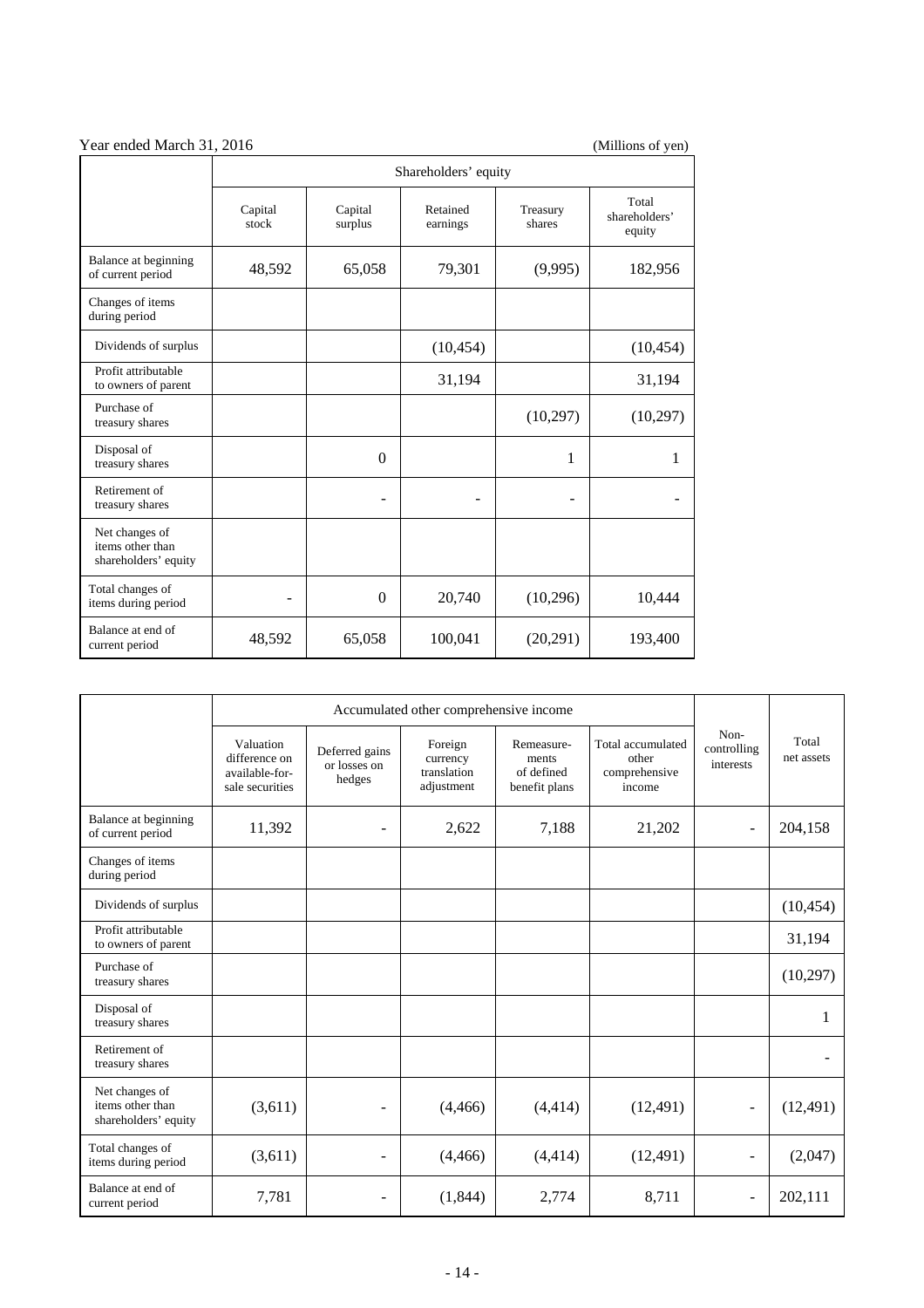Year ended March 31, 2016 (Millions of yen)

| | Shareholders' equity | | | | |
|---|---|---|---|---|---|
| | Capital stock | Capital surplus | Retained earnings | Treasury shares | Total shareholders' equity |
| Balance at beginning of current period | 48,592 | 65,058 | 79,301 | (9,995) | 182,956 |
| Changes of items during period | | | | | |
| Dividends of surplus | | | (10,454) | | (10,454) |
| Profit attributable to owners of parent | | | 31,194 | | 31,194 |
| Purchase of treasury shares | | | | (10,297) | (10,297) |
| Disposal of treasury shares | | 0 | | 1 | 1 |
| Retirement of treasury shares | | - | - | - | - |
| Net changes of items other than shareholders' equity | | | | | |
| Total changes of items during period | - | 0 | 20,740 | (10,296) | 10,444 |
| Balance at end of current period | 48,592 | 65,058 | 100,041 | (20,291) | 193,400 |

| | Accumulated other comprehensive income | | | | | Non-controlling interests | Total net assets |
|---|---|---|---|---|---|---|---|
| | Valuation difference on available-for-sale securities | Deferred gains or losses on hedges | Foreign currency translation adjustment | Remeasurements of defined benefit plans | Total accumulated other comprehensive income | | |
| Balance at beginning of current period | 11,392 | - | 2,622 | 7,188 | 21,202 | - | 204,158 |
| Changes of items during period | | | | | | | |
| Dividends of surplus | | | | | | | (10,454) |
| Profit attributable to owners of parent | | | | | | | 31,194 |
| Purchase of treasury shares | | | | | | | (10,297) |
| Disposal of treasury shares | | | | | | | 1 |
| Retirement of treasury shares | | | | | | | - |
| Net changes of items other than shareholders' equity | (3,611) | - | (4,466) | (4,414) | (12,491) | - | (12,491) |
| Total changes of items during period | (3,611) | - | (4,466) | (4,414) | (12,491) | - | (2,047) |
| Balance at end of current period | 7,781 | - | (1,844) | 2,774 | 8,711 | - | 202,111 |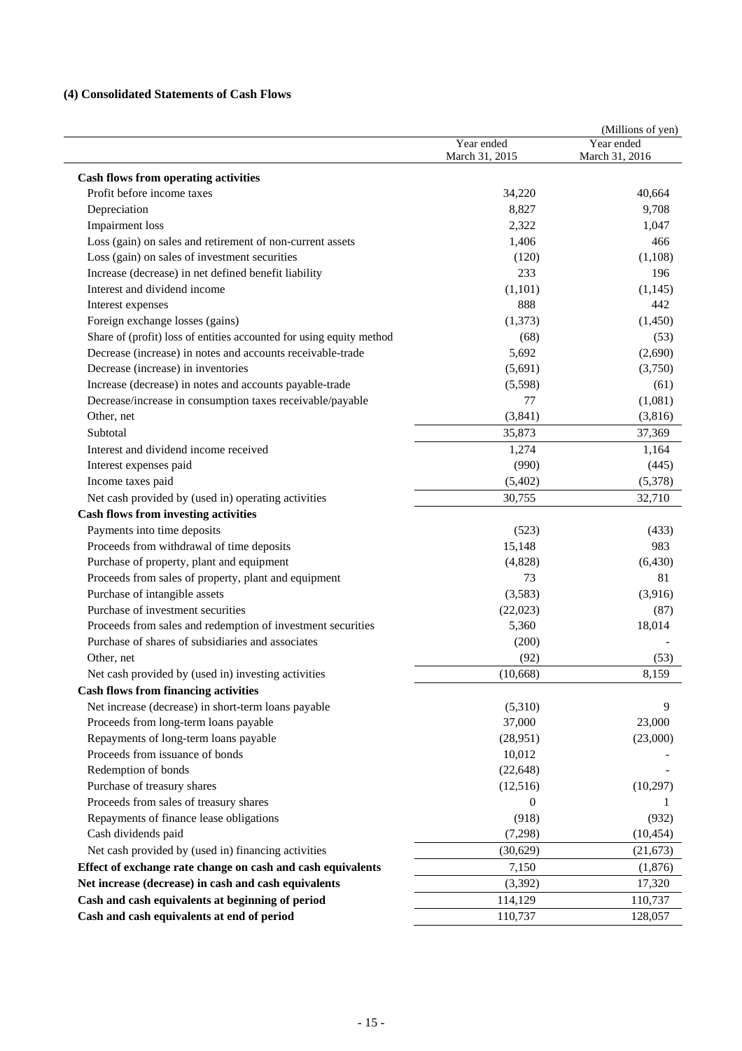## (4) Consolidated Statements of Cash Flows

(Millions of yen)

| | Year ended March 31, 2015 | Year ended March 31, 2016 |
|---|---|---|
| **Cash flows from operating activities** | | |
| Profit before income taxes | 34,220 | 40,664 |
| Depreciation | 8,827 | 9,708 |
| Impairment loss | 2,322 | 1,047 |
| Loss (gain) on sales and retirement of non-current assets | 1,406 | 466 |
| Loss (gain) on sales of investment securities | (120) | (1,108) |
| Increase (decrease) in net defined benefit liability | 233 | 196 |
| Interest and dividend income | (1,101) | (1,145) |
| Interest expenses | 888 | 442 |
| Foreign exchange losses (gains) | (1,373) | (1,450) |
| Share of (profit) loss of entities accounted for using equity method | (68) | (53) |
| Decrease (increase) in notes and accounts receivable-trade | 5,692 | (2,690) |
| Decrease (increase) in inventories | (5,691) | (3,750) |
| Increase (decrease) in notes and accounts payable-trade | (5,598) | (61) |
| Decrease/increase in consumption taxes receivable/payable | 77 | (1,081) |
| Other, net | (3,841) | (3,816) |
| Subtotal | 35,873 | 37,369 |
| Interest and dividend income received | 1,274 | 1,164 |
| Interest expenses paid | (990) | (445) |
| Income taxes paid | (5,402) | (5,378) |
| Net cash provided by (used in) operating activities | 30,755 | 32,710 |
| **Cash flows from investing activities** | | |
| Payments into time deposits | (523) | (433) |
| Proceeds from withdrawal of time deposits | 15,148 | 983 |
| Purchase of property, plant and equipment | (4,828) | (6,430) |
| Proceeds from sales of property, plant and equipment | 73 | 81 |
| Purchase of intangible assets | (3,583) | (3,916) |
| Purchase of investment securities | (22,023) | (87) |
| Proceeds from sales and redemption of investment securities | 5,360 | 18,014 |
| Purchase of shares of subsidiaries and associates | (200) | - |
| Other, net | (92) | (53) |
| Net cash provided by (used in) investing activities | (10,668) | 8,159 |
| **Cash flows from financing activities** | | |
| Net increase (decrease) in short-term loans payable | (5,310) | 9 |
| Proceeds from long-term loans payable | 37,000 | 23,000 |
| Repayments of long-term loans payable | (28,951) | (23,000) |
| Proceeds from issuance of bonds | 10,012 | - |
| Redemption of bonds | (22,648) | - |
| Purchase of treasury shares | (12,516) | (10,297) |
| Proceeds from sales of treasury shares | 0 | 1 |
| Repayments of finance lease obligations | (918) | (932) |
| Cash dividends paid | (7,298) | (10,454) |
| Net cash provided by (used in) financing activities | (30,629) | (21,673) |
| **Effect of exchange rate change on cash and cash equivalents** | 7,150 | (1,876) |
| **Net increase (decrease) in cash and cash equivalents** | (3,392) | 17,320 |
| **Cash and cash equivalents at beginning of period** | 114,129 | 110,737 |
| **Cash and cash equivalents at end of period** | 110,737 | 128,057 |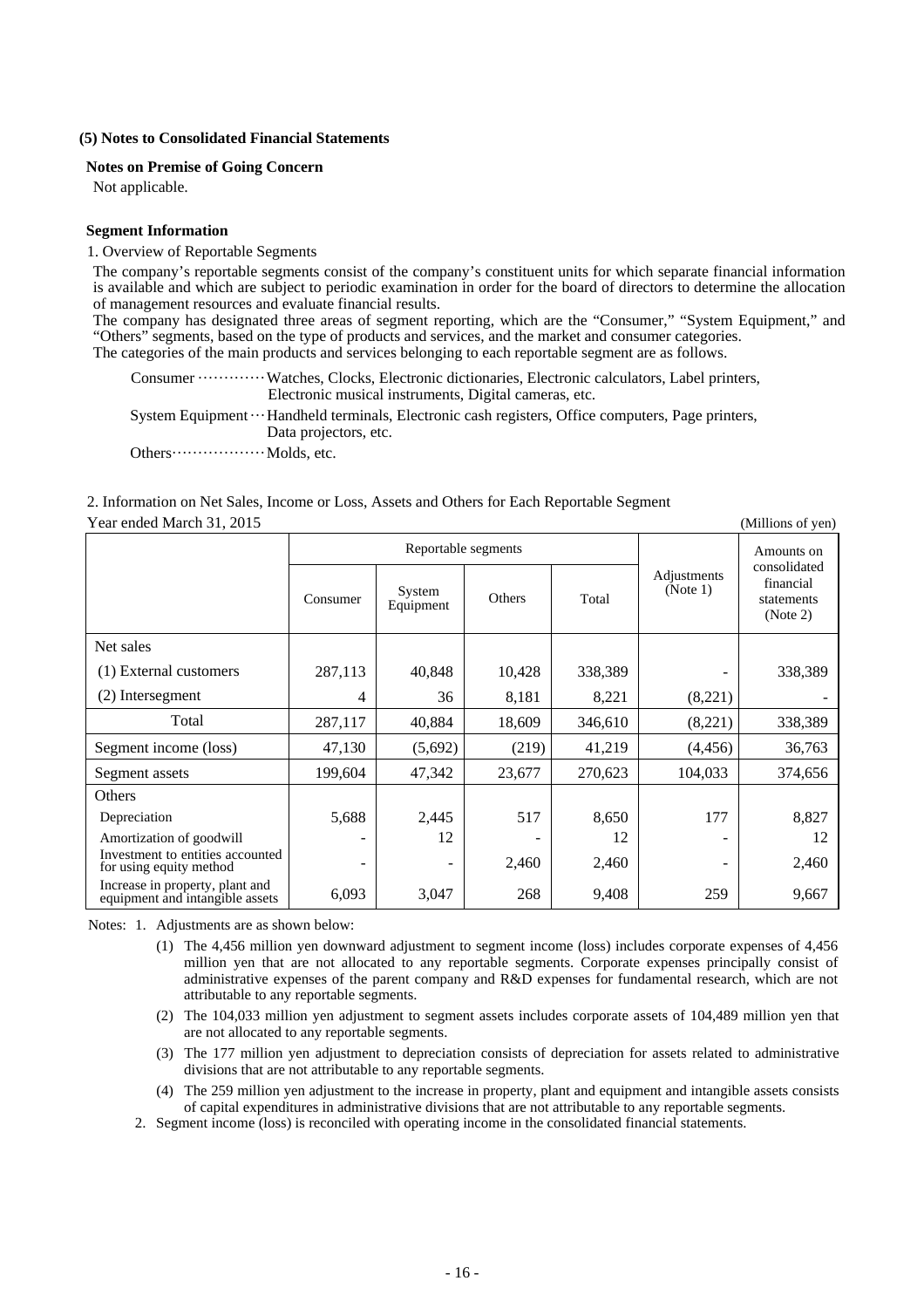### (5) Notes to Consolidated Financial Statements

**Notes on Premise of Going Concern**

Not applicable.

**Segment Information**

1. Overview of Reportable Segments

The company's reportable segments consist of the company's constituent units for which separate financial information is available and which are subject to periodic examination in order for the board of directors to determine the allocation of management resources and evaluate financial results.

The company has designated three areas of segment reporting, which are the "Consumer," "System Equipment," and "Others" segments, based on the type of products and services, and the market and consumer categories.

The categories of the main products and services belonging to each reportable segment are as follows.

Consumer ············ Watches, Clocks, Electronic dictionaries, Electronic calculators, Label printers, Electronic musical instruments, Digital cameras, etc.

System Equipment ··· Handheld terminals, Electronic cash registers, Office computers, Page printers, Data projectors, etc.

Others ················· Molds, etc.

2. Information on Net Sales, Income or Loss, Assets and Others for Each Reportable Segment

Year ended March 31, 2015 (Millions of yen)

| | Reportable segments | | | | Adjustments (Note 1) | Amounts on consolidated financial statements (Note 2) |
|---|---|---|---|---|---|---|
| | Consumer | System Equipment | Others | Total | | |
| Net sales | | | | | | |
| (1) External customers | 287,113 | 40,848 | 10,428 | 338,389 | - | 338,389 |
| (2) Intersegment | 4 | 36 | 8,181 | 8,221 | (8,221) | - |
| Total | 287,117 | 40,884 | 18,609 | 346,610 | (8,221) | 338,389 |
| Segment income (loss) | 47,130 | (5,692) | (219) | 41,219 | (4,456) | 36,763 |
| Segment assets | 199,604 | 47,342 | 23,677 | 270,623 | 104,033 | 374,656 |
| Others | | | | | | |
| Depreciation | 5,688 | 2,445 | 517 | 8,650 | 177 | 8,827 |
| Amortization of goodwill | - | 12 | - | 12 | - | 12 |
| Investment to entities accounted for using equity method | - | - | 2,460 | 2,460 | - | 2,460 |
| Increase in property, plant and equipment and intangible assets | 6,093 | 3,047 | 268 | 9,408 | 259 | 9,667 |

Notes: 1. Adjustments are as shown below:

(1) The 4,456 million yen downward adjustment to segment income (loss) includes corporate expenses of 4,456 million yen that are not allocated to any reportable segments. Corporate expenses principally consist of administrative expenses of the parent company and R&D expenses for fundamental research, which are not attributable to any reportable segments.

(2) The 104,033 million yen adjustment to segment assets includes corporate assets of 104,489 million yen that are not allocated to any reportable segments.

(3) The 177 million yen adjustment to depreciation consists of depreciation for assets related to administrative divisions that are not attributable to any reportable segments.

(4) The 259 million yen adjustment to the increase in property, plant and equipment and intangible assets consists of capital expenditures in administrative divisions that are not attributable to any reportable segments.

2. Segment income (loss) is reconciled with operating income in the consolidated financial statements.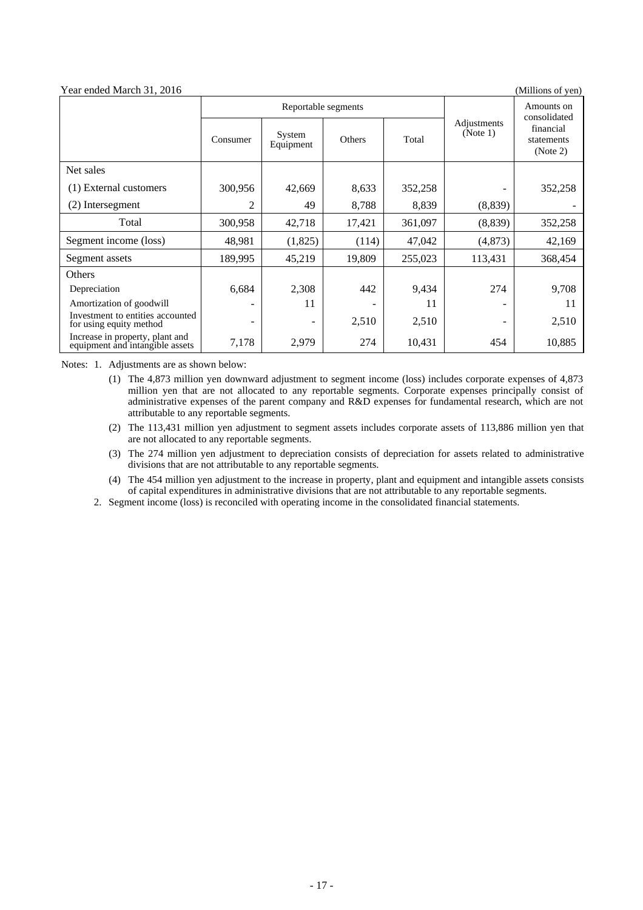Year ended March 31, 2016

(Millions of yen)

| | Reportable segments | | | | Adjustments (Note 1) | Amounts on consolidated financial statements (Note 2) |
|---|---|---|---|---|---|---|
| | Consumer | System Equipment | Others | Total | | |
| Net sales | | | | | | |
| (1) External customers | 300,956 | 42,669 | 8,633 | 352,258 | - | 352,258 |
| (2) Intersegment | 2 | 49 | 8,788 | 8,839 | (8,839) | - |
| Total | 300,958 | 42,718 | 17,421 | 361,097 | (8,839) | 352,258 |
| Segment income (loss) | 48,981 | (1,825) | (114) | 47,042 | (4,873) | 42,169 |
| Segment assets | 189,995 | 45,219 | 19,809 | 255,023 | 113,431 | 368,454 |
| Others | | | | | | |
| Depreciation | 6,684 | 2,308 | 442 | 9,434 | 274 | 9,708 |
| Amortization of goodwill | - | 11 | - | 11 | - | 11 |
| Investment to entities accounted for using equity method | - | - | 2,510 | 2,510 | - | 2,510 |
| Increase in property, plant and equipment and intangible assets | 7,178 | 2,979 | 274 | 10,431 | 454 | 10,885 |

Notes: 1. Adjustments are as shown below:

(1) The 4,873 million yen downward adjustment to segment income (loss) includes corporate expenses of 4,873 million yen that are not allocated to any reportable segments. Corporate expenses principally consist of administrative expenses of the parent company and R&D expenses for fundamental research, which are not attributable to any reportable segments.

(2) The 113,431 million yen adjustment to segment assets includes corporate assets of 113,886 million yen that are not allocated to any reportable segments.

(3) The 274 million yen adjustment to depreciation consists of depreciation for assets related to administrative divisions that are not attributable to any reportable segments.

(4) The 454 million yen adjustment to the increase in property, plant and equipment and intangible assets consists of capital expenditures in administrative divisions that are not attributable to any reportable segments.

2. Segment income (loss) is reconciled with operating income in the consolidated financial statements.